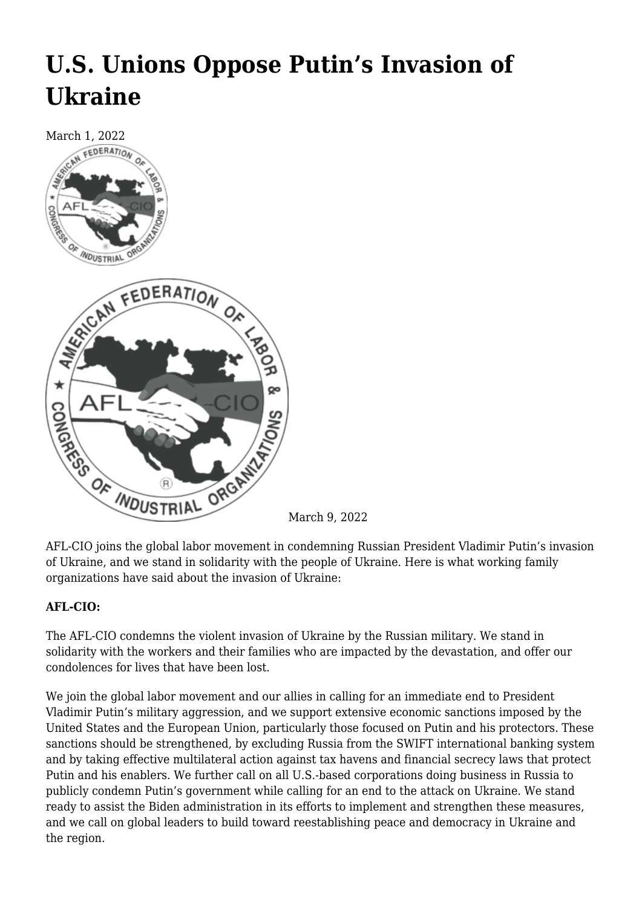# U.S. Unions Oppose Putin's Invasion of Ukraine

March 1, 2022

March 9, 2022

AFL-CIO joins the global labor movement in condemning Russian President Vladimir Putin's invasion of Ukraine, and we stand in solidarity with the people of Ukraine. Here is what working family organizations have said about the invasion of Ukraine:

**AFL-CIO:**

The AFL-CIO condemns the violent invasion of Ukraine by the Russian military. We stand in solidarity with the workers and their families who are impacted by the devastation, and offer our condolences for lives that have been lost.

We join the global labor movement and our allies in calling for an immediate end to President Vladimir Putin's military aggression, and we support extensive economic sanctions imposed by the United States and the European Union, particularly those focused on Putin and his protectors. These sanctions should be strengthened, by excluding Russia from the SWIFT international banking system and by taking effective multilateral action against tax havens and financial secrecy laws that protect Putin and his enablers. We further call on all U.S.-based corporations doing business in Russia to publicly condemn Putin's government while calling for an end to the attack on Ukraine. We stand ready to assist the Biden administration in its efforts to implement and strengthen these measures, and we call on global leaders to build toward reestablishing peace and democracy in Ukraine and the region.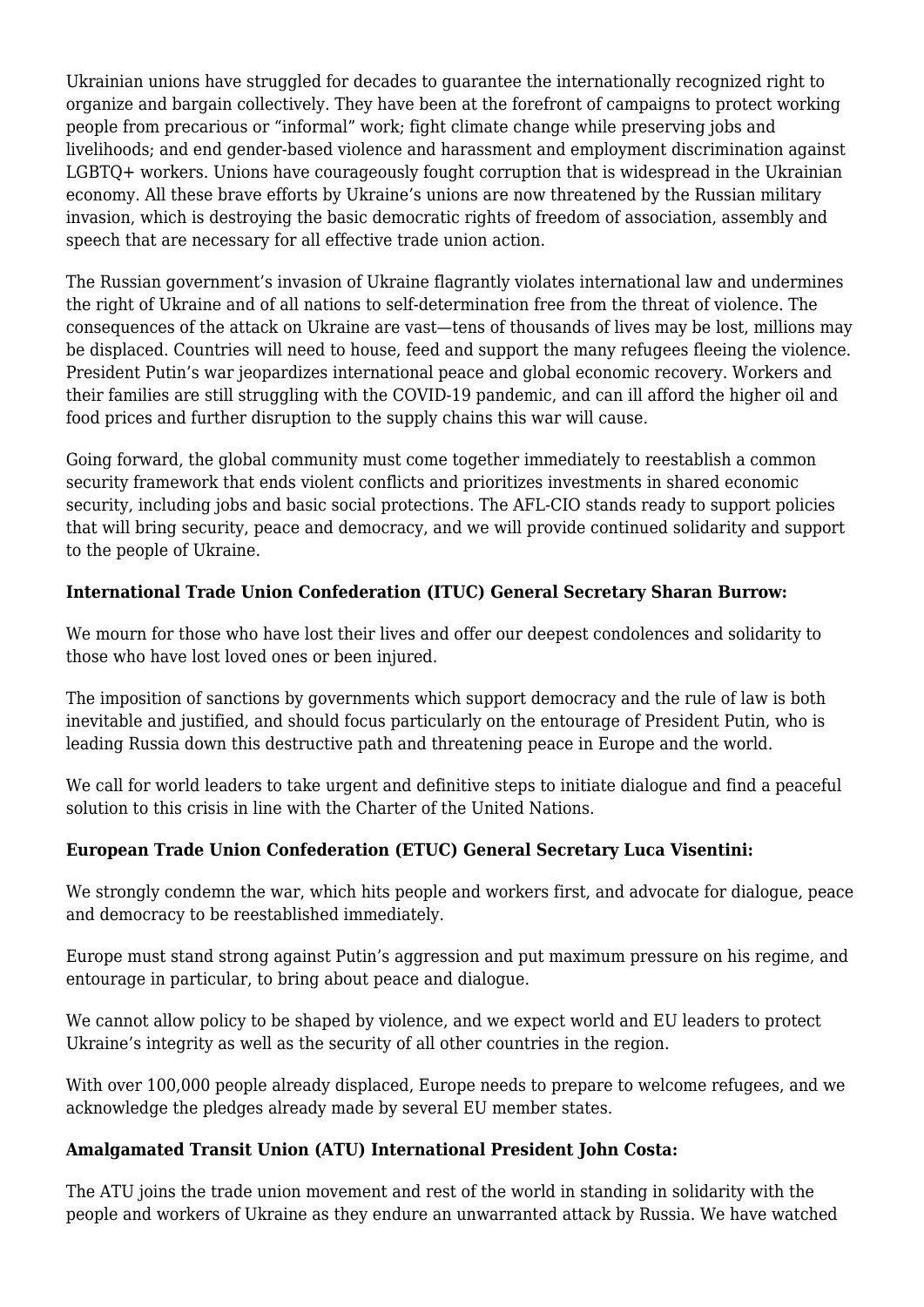Ukrainian unions have struggled for decades to guarantee the internationally recognized right to organize and bargain collectively. They have been at the forefront of campaigns to protect working people from precarious or "informal" work; fight climate change while preserving jobs and livelihoods; and end gender-based violence and harassment and employment discrimination against LGBTQ+ workers. Unions have courageously fought corruption that is widespread in the Ukrainian economy. All these brave efforts by Ukraine's unions are now threatened by the Russian military invasion, which is destroying the basic democratic rights of freedom of association, assembly and speech that are necessary for all effective trade union action.

The Russian government's invasion of Ukraine flagrantly violates international law and undermines the right of Ukraine and of all nations to self-determination free from the threat of violence. The consequences of the attack on Ukraine are vast—tens of thousands of lives may be lost, millions may be displaced. Countries will need to house, feed and support the many refugees fleeing the violence. President Putin's war jeopardizes international peace and global economic recovery. Workers and their families are still struggling with the COVID-19 pandemic, and can ill afford the higher oil and food prices and further disruption to the supply chains this war will cause.

Going forward, the global community must come together immediately to reestablish a common security framework that ends violent conflicts and prioritizes investments in shared economic security, including jobs and basic social protections. The AFL-CIO stands ready to support policies that will bring security, peace and democracy, and we will provide continued solidarity and support to the people of Ukraine.

**International Trade Union Confederation (ITUC) General Secretary Sharan Burrow:**

We mourn for those who have lost their lives and offer our deepest condolences and solidarity to those who have lost loved ones or been injured.

The imposition of sanctions by governments which support democracy and the rule of law is both inevitable and justified, and should focus particularly on the entourage of President Putin, who is leading Russia down this destructive path and threatening peace in Europe and the world.

We call for world leaders to take urgent and definitive steps to initiate dialogue and find a peaceful solution to this crisis in line with the Charter of the United Nations.

**European Trade Union Confederation (ETUC) General Secretary Luca Visentini:**

We strongly condemn the war, which hits people and workers first, and advocate for dialogue, peace and democracy to be reestablished immediately.

Europe must stand strong against Putin's aggression and put maximum pressure on his regime, and entourage in particular, to bring about peace and dialogue.

We cannot allow policy to be shaped by violence, and we expect world and EU leaders to protect Ukraine's integrity as well as the security of all other countries in the region.

With over 100,000 people already displaced, Europe needs to prepare to welcome refugees, and we acknowledge the pledges already made by several EU member states.

**Amalgamated Transit Union (ATU) International President John Costa:**

The ATU joins the trade union movement and rest of the world in standing in solidarity with the people and workers of Ukraine as they endure an unwarranted attack by Russia. We have watched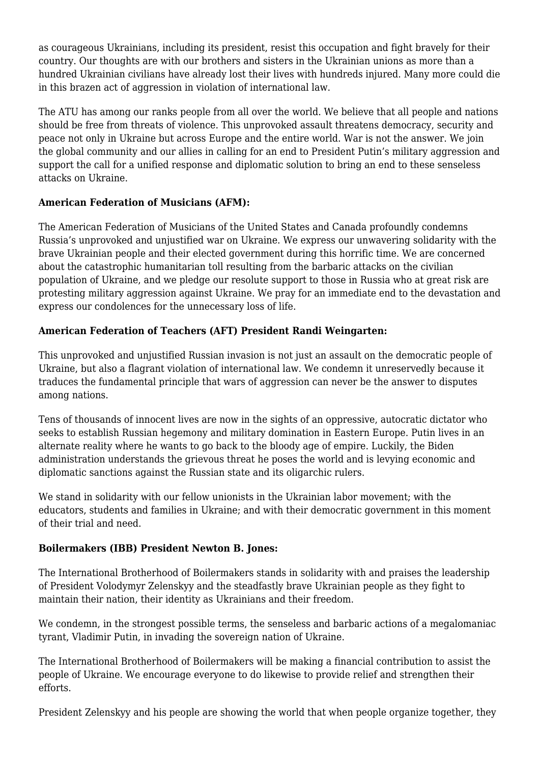as courageous Ukrainians, including its president, resist this occupation and fight bravely for their country. Our thoughts are with our brothers and sisters in the Ukrainian unions as more than a hundred Ukrainian civilians have already lost their lives with hundreds injured. Many more could die in this brazen act of aggression in violation of international law.

The ATU has among our ranks people from all over the world. We believe that all people and nations should be free from threats of violence. This unprovoked assault threatens democracy, security and peace not only in Ukraine but across Europe and the entire world. War is not the answer. We join the global community and our allies in calling for an end to President Putin's military aggression and support the call for a unified response and diplomatic solution to bring an end to these senseless attacks on Ukraine.

**American Federation of Musicians (AFM):**

The American Federation of Musicians of the United States and Canada profoundly condemns Russia's unprovoked and unjustified war on Ukraine. We express our unwavering solidarity with the brave Ukrainian people and their elected government during this horrific time. We are concerned about the catastrophic humanitarian toll resulting from the barbaric attacks on the civilian population of Ukraine, and we pledge our resolute support to those in Russia who at great risk are protesting military aggression against Ukraine. We pray for an immediate end to the devastation and express our condolences for the unnecessary loss of life.

**American Federation of Teachers (AFT) President Randi Weingarten:**

This unprovoked and unjustified Russian invasion is not just an assault on the democratic people of Ukraine, but also a flagrant violation of international law. We condemn it unreservedly because it traduces the fundamental principle that wars of aggression can never be the answer to disputes among nations.

Tens of thousands of innocent lives are now in the sights of an oppressive, autocratic dictator who seeks to establish Russian hegemony and military domination in Eastern Europe. Putin lives in an alternate reality where he wants to go back to the bloody age of empire. Luckily, the Biden administration understands the grievous threat he poses the world and is levying economic and diplomatic sanctions against the Russian state and its oligarchic rulers.

We stand in solidarity with our fellow unionists in the Ukrainian labor movement; with the educators, students and families in Ukraine; and with their democratic government in this moment of their trial and need.

**Boilermakers (IBB) President Newton B. Jones:**

The International Brotherhood of Boilermakers stands in solidarity with and praises the leadership of President Volodymyr Zelenskyy and the steadfastly brave Ukrainian people as they fight to maintain their nation, their identity as Ukrainians and their freedom.

We condemn, in the strongest possible terms, the senseless and barbaric actions of a megalomaniac tyrant, Vladimir Putin, in invading the sovereign nation of Ukraine.

The International Brotherhood of Boilermakers will be making a financial contribution to assist the people of Ukraine. We encourage everyone to do likewise to provide relief and strengthen their efforts.

President Zelenskyy and his people are showing the world that when people organize together, they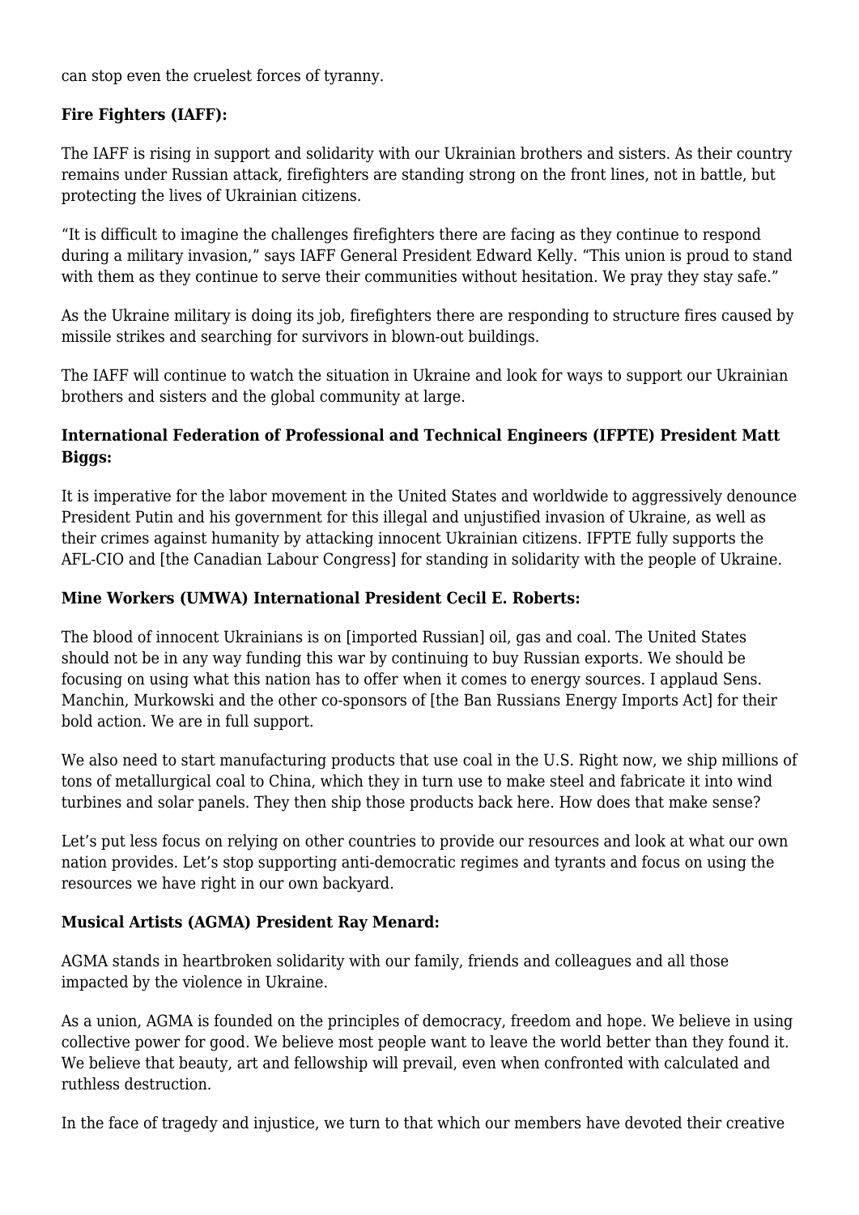can stop even the cruelest forces of tyranny.

**Fire Fighters (IAFF):**

The IAFF is rising in support and solidarity with our Ukrainian brothers and sisters. As their country remains under Russian attack, firefighters are standing strong on the front lines, not in battle, but protecting the lives of Ukrainian citizens.

"It is difficult to imagine the challenges firefighters there are facing as they continue to respond during a military invasion," says IAFF General President Edward Kelly. "This union is proud to stand with them as they continue to serve their communities without hesitation. We pray they stay safe."

As the Ukraine military is doing its job, firefighters there are responding to structure fires caused by missile strikes and searching for survivors in blown-out buildings.

The IAFF will continue to watch the situation in Ukraine and look for ways to support our Ukrainian brothers and sisters and the global community at large.

**International Federation of Professional and Technical Engineers (IFPTE) President Matt Biggs:**

It is imperative for the labor movement in the United States and worldwide to aggressively denounce President Putin and his government for this illegal and unjustified invasion of Ukraine, as well as their crimes against humanity by attacking innocent Ukrainian citizens. IFPTE fully supports the AFL-CIO and [the Canadian Labour Congress] for standing in solidarity with the people of Ukraine.

**Mine Workers (UMWA) International President Cecil E. Roberts:**

The blood of innocent Ukrainians is on [imported Russian] oil, gas and coal. The United States should not be in any way funding this war by continuing to buy Russian exports. We should be focusing on using what this nation has to offer when it comes to energy sources. I applaud Sens. Manchin, Murkowski and the other co-sponsors of [the Ban Russians Energy Imports Act] for their bold action. We are in full support.

We also need to start manufacturing products that use coal in the U.S. Right now, we ship millions of tons of metallurgical coal to China, which they in turn use to make steel and fabricate it into wind turbines and solar panels. They then ship those products back here. How does that make sense?

Let's put less focus on relying on other countries to provide our resources and look at what our own nation provides. Let's stop supporting anti-democratic regimes and tyrants and focus on using the resources we have right in our own backyard.

**Musical Artists (AGMA) President Ray Menard:**

AGMA stands in heartbroken solidarity with our family, friends and colleagues and all those impacted by the violence in Ukraine.

As a union, AGMA is founded on the principles of democracy, freedom and hope. We believe in using collective power for good. We believe most people want to leave the world better than they found it. We believe that beauty, art and fellowship will prevail, even when confronted with calculated and ruthless destruction.

In the face of tragedy and injustice, we turn to that which our members have devoted their creative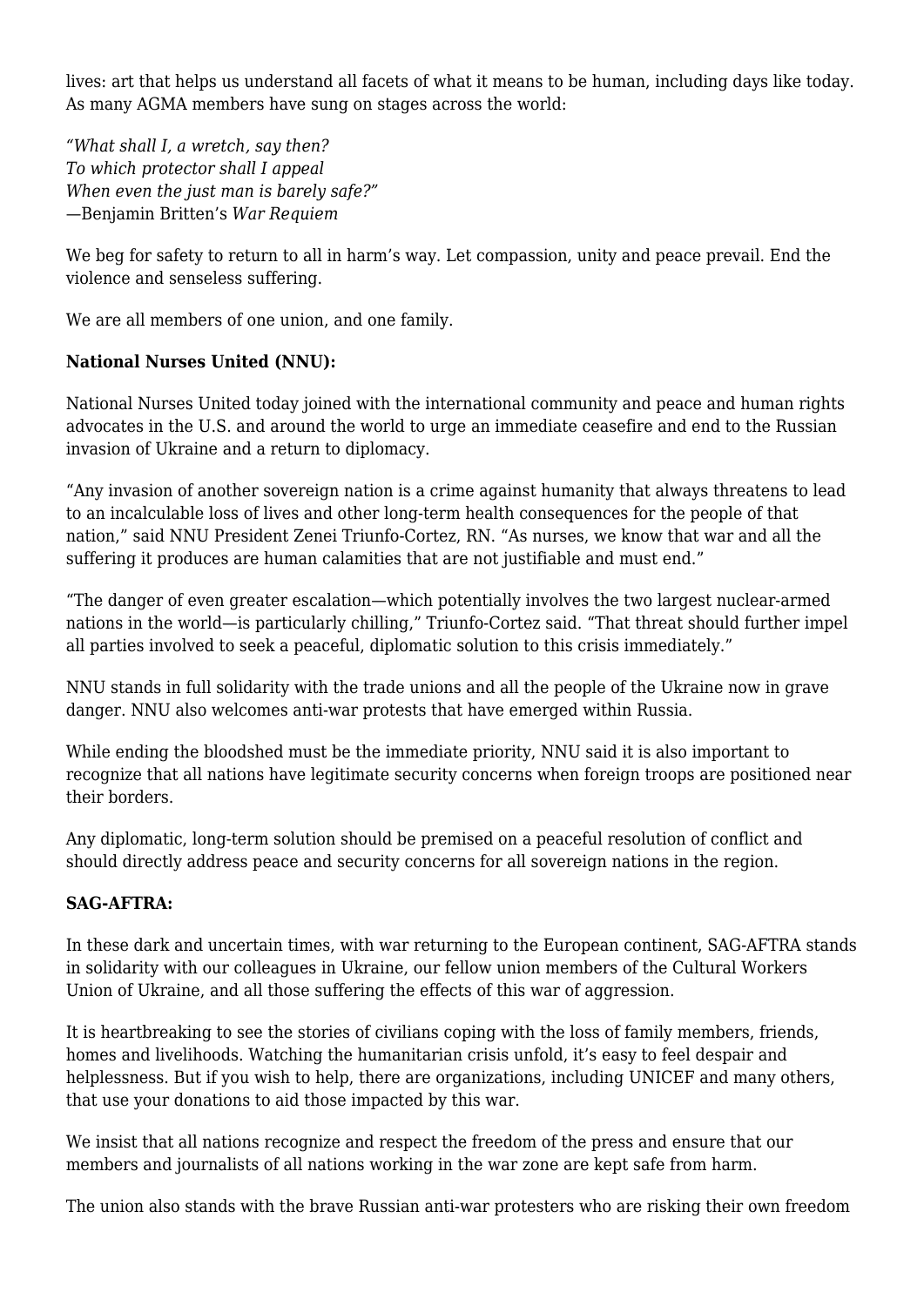lives: art that helps us understand all facets of what it means to be human, including days like today. As many AGMA members have sung on stages across the world:

*"What shall I, a wretch, say then?*
*To which protector shall I appeal*
*When even the just man is barely safe?"*
—Benjamin Britten's *War Requiem*

We beg for safety to return to all in harm's way. Let compassion, unity and peace prevail. End the violence and senseless suffering.

We are all members of one union, and one family.

**National Nurses United (NNU):**

National Nurses United today joined with the international community and peace and human rights advocates in the U.S. and around the world to urge an immediate ceasefire and end to the Russian invasion of Ukraine and a return to diplomacy.

"Any invasion of another sovereign nation is a crime against humanity that always threatens to lead to an incalculable loss of lives and other long-term health consequences for the people of that nation," said NNU President Zenei Triunfo-Cortez, RN. "As nurses, we know that war and all the suffering it produces are human calamities that are not justifiable and must end."

"The danger of even greater escalation—which potentially involves the two largest nuclear-armed nations in the world—is particularly chilling," Triunfo-Cortez said. "That threat should further impel all parties involved to seek a peaceful, diplomatic solution to this crisis immediately."

NNU stands in full solidarity with the trade unions and all the people of the Ukraine now in grave danger. NNU also welcomes anti-war protests that have emerged within Russia.

While ending the bloodshed must be the immediate priority, NNU said it is also important to recognize that all nations have legitimate security concerns when foreign troops are positioned near their borders.

Any diplomatic, long-term solution should be premised on a peaceful resolution of conflict and should directly address peace and security concerns for all sovereign nations in the region.

**SAG-AFTRA:**

In these dark and uncertain times, with war returning to the European continent, SAG-AFTRA stands in solidarity with our colleagues in Ukraine, our fellow union members of the Cultural Workers Union of Ukraine, and all those suffering the effects of this war of aggression.

It is heartbreaking to see the stories of civilians coping with the loss of family members, friends, homes and livelihoods. Watching the humanitarian crisis unfold, it's easy to feel despair and helplessness. But if you wish to help, there are organizations, including UNICEF and many others, that use your donations to aid those impacted by this war.

We insist that all nations recognize and respect the freedom of the press and ensure that our members and journalists of all nations working in the war zone are kept safe from harm.

The union also stands with the brave Russian anti-war protesters who are risking their own freedom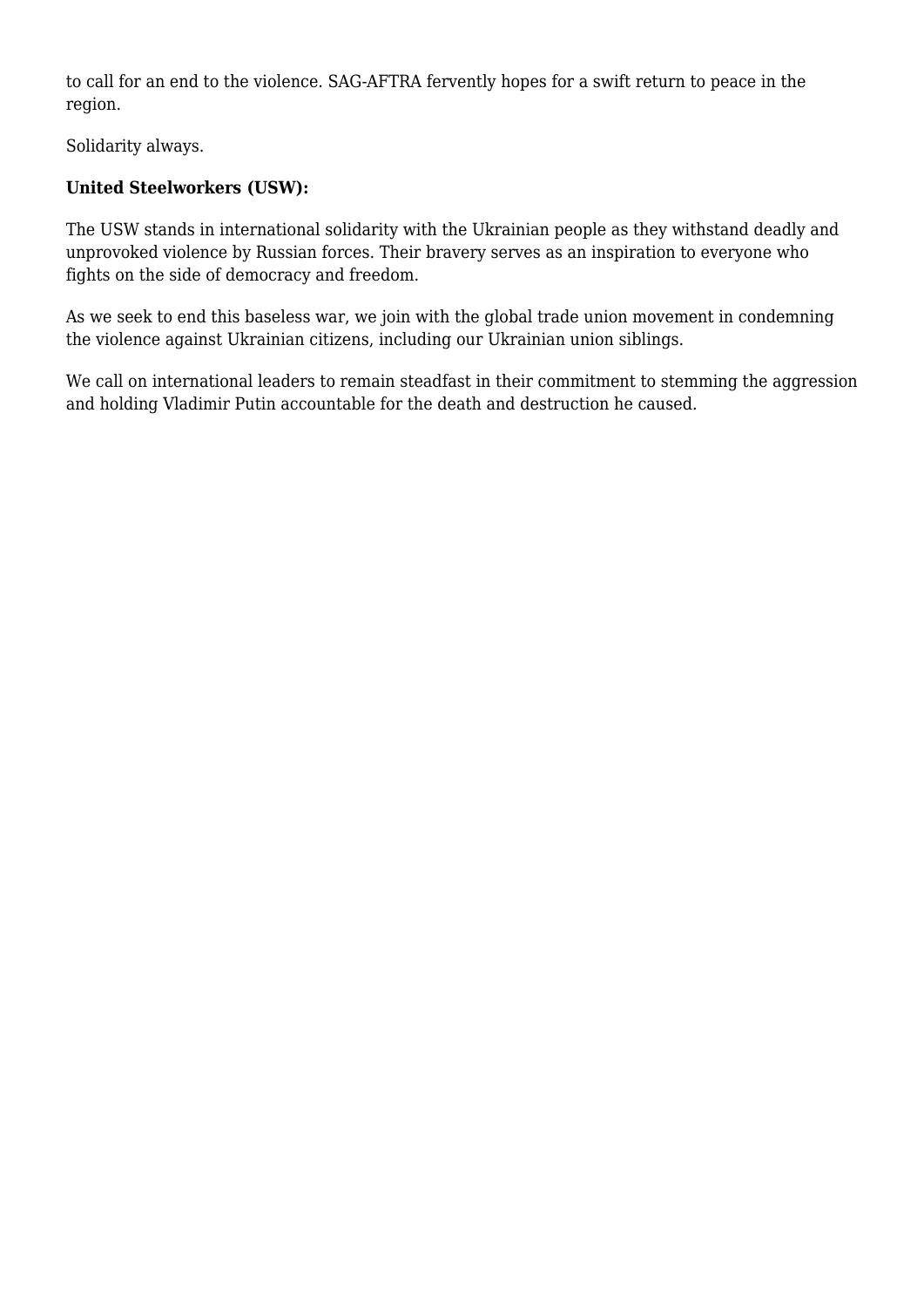to call for an end to the violence. SAG-AFTRA fervently hopes for a swift return to peace in the region.

Solidarity always.

**United Steelworkers (USW):**

The USW stands in international solidarity with the Ukrainian people as they withstand deadly and unprovoked violence by Russian forces. Their bravery serves as an inspiration to everyone who fights on the side of democracy and freedom.

As we seek to end this baseless war, we join with the global trade union movement in condemning the violence against Ukrainian citizens, including our Ukrainian union siblings.

We call on international leaders to remain steadfast in their commitment to stemming the aggression and holding Vladimir Putin accountable for the death and destruction he caused.